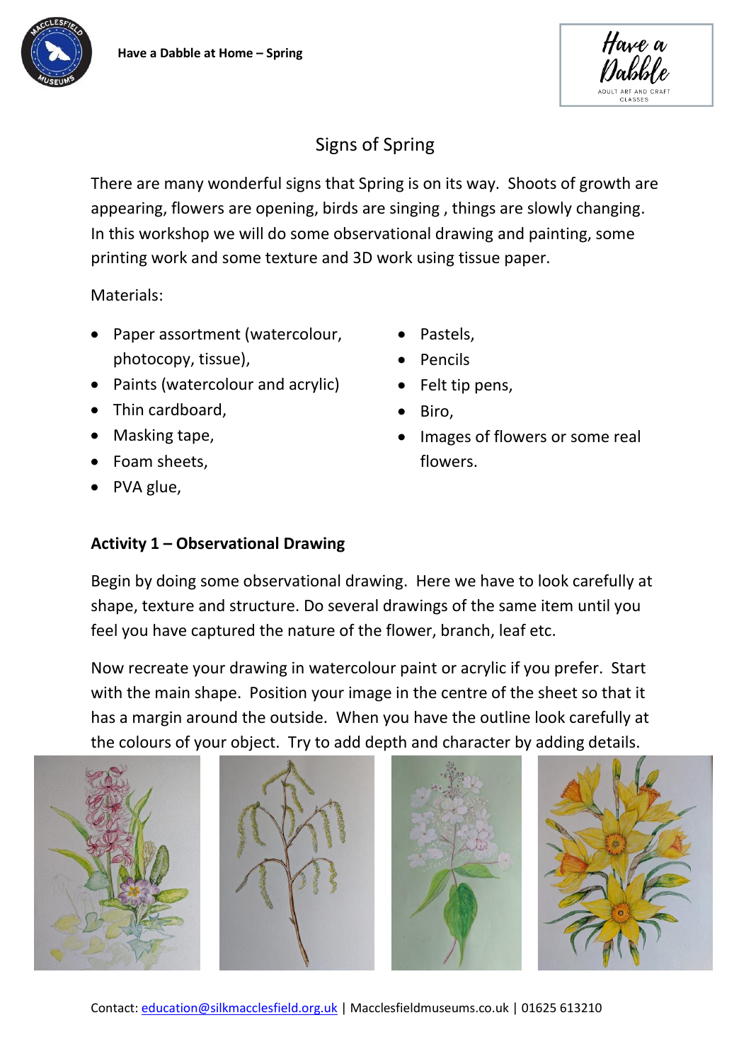Have a Dabble at Home – Spring

# Signs of Spring

There are many wonderful signs that Spring is on its way. Shoots of growth are appearing, flowers are opening, birds are singing , things are slowly changing. In this workshop we will do some observational drawing and painting, some printing work and some texture and 3D work using tissue paper.

Materials:

- Paper assortment (watercolour, photocopy, tissue),
- Paints (watercolour and acrylic)
- Thin cardboard,
- Masking tape,
- Foam sheets,
- PVA glue,
- Pastels,
- Pencils
- Felt tip pens,
- Biro,
- Images of flowers or some real flowers.

**Activity 1 – Observational Drawing**

Begin by doing some observational drawing. Here we have to look carefully at shape, texture and structure. Do several drawings of the same item until you feel you have captured the nature of the flower, branch, leaf etc.

Now recreate your drawing in watercolour paint or acrylic if you prefer. Start with the main shape. Position your image in the centre of the sheet so that it has a margin around the outside. When you have the outline look carefully at the colours of your object. Try to add depth and character by adding details.

Contact: education@silkmacclesfield.org.uk | Macclesfieldmuseums.co.uk | 01625 613210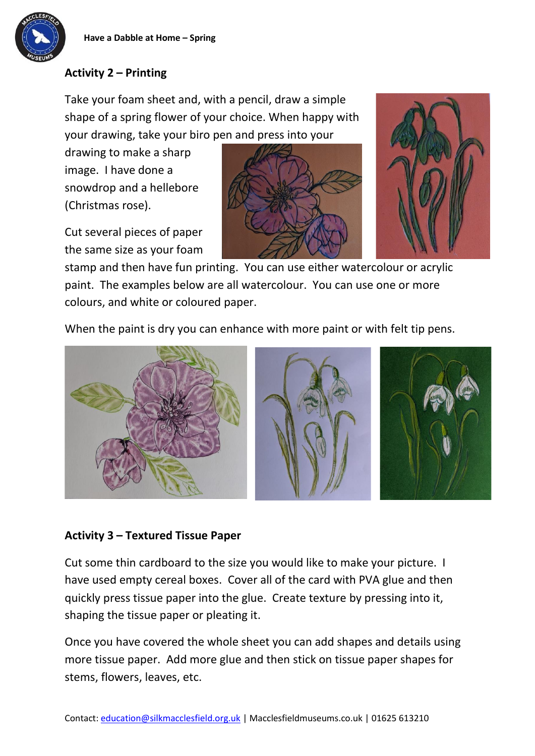## Activity 2 – Printing

Take your foam sheet and, with a pencil, draw a simple shape of a spring flower of your choice. When happy with your drawing, take your biro pen and press into your drawing to make a sharp image. I have done a snowdrop and a hellebore (Christmas rose).

Cut several pieces of paper the same size as your foam stamp and then have fun printing. You can use either watercolour or acrylic paint. The examples below are all watercolour. You can use one or more colours, and white or coloured paper.

When the paint is dry you can enhance with more paint or with felt tip pens.

## Activity 3 – Textured Tissue Paper

Cut some thin cardboard to the size you would like to make your picture. I have used empty cereal boxes. Cover all of the card with PVA glue and then quickly press tissue paper into the glue. Create texture by pressing into it, shaping the tissue paper or pleating it.

Once you have covered the whole sheet you can add shapes and details using more tissue paper. Add more glue and then stick on tissue paper shapes for stems, flowers, leaves, etc.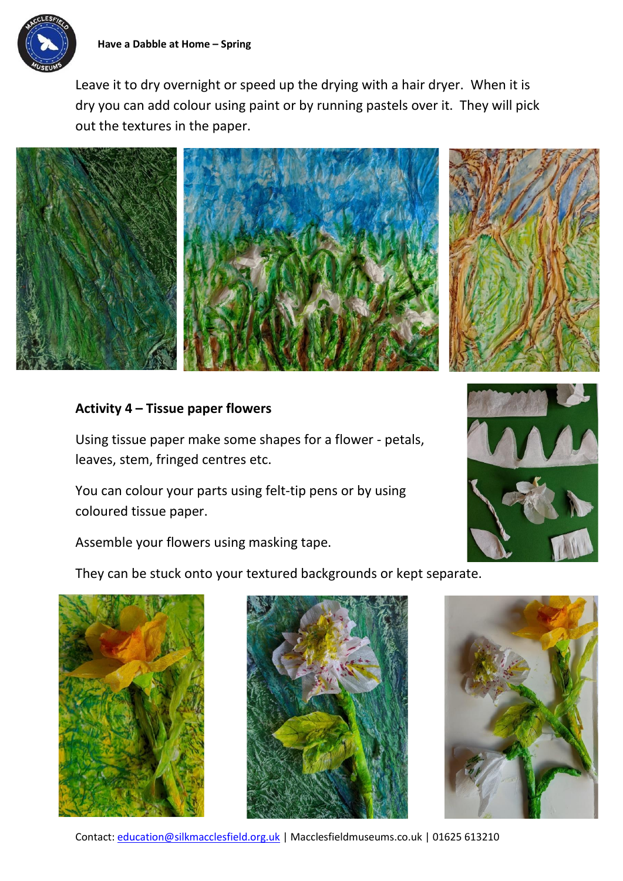Leave it to dry overnight or speed up the drying with a hair dryer. When it is dry you can add colour using paint or by running pastels over it. They will pick out the textures in the paper.

**Activity 4 – Tissue paper flowers**

Using tissue paper make some shapes for a flower - petals, leaves, stem, fringed centres etc.

You can colour your parts using felt-tip pens or by using coloured tissue paper.

Assemble your flowers using masking tape.

They can be stuck onto your textured backgrounds or kept separate.

Contact: education@silkmacclesfield.org.uk | Macclesfieldmuseums.co.uk | 01625 613210